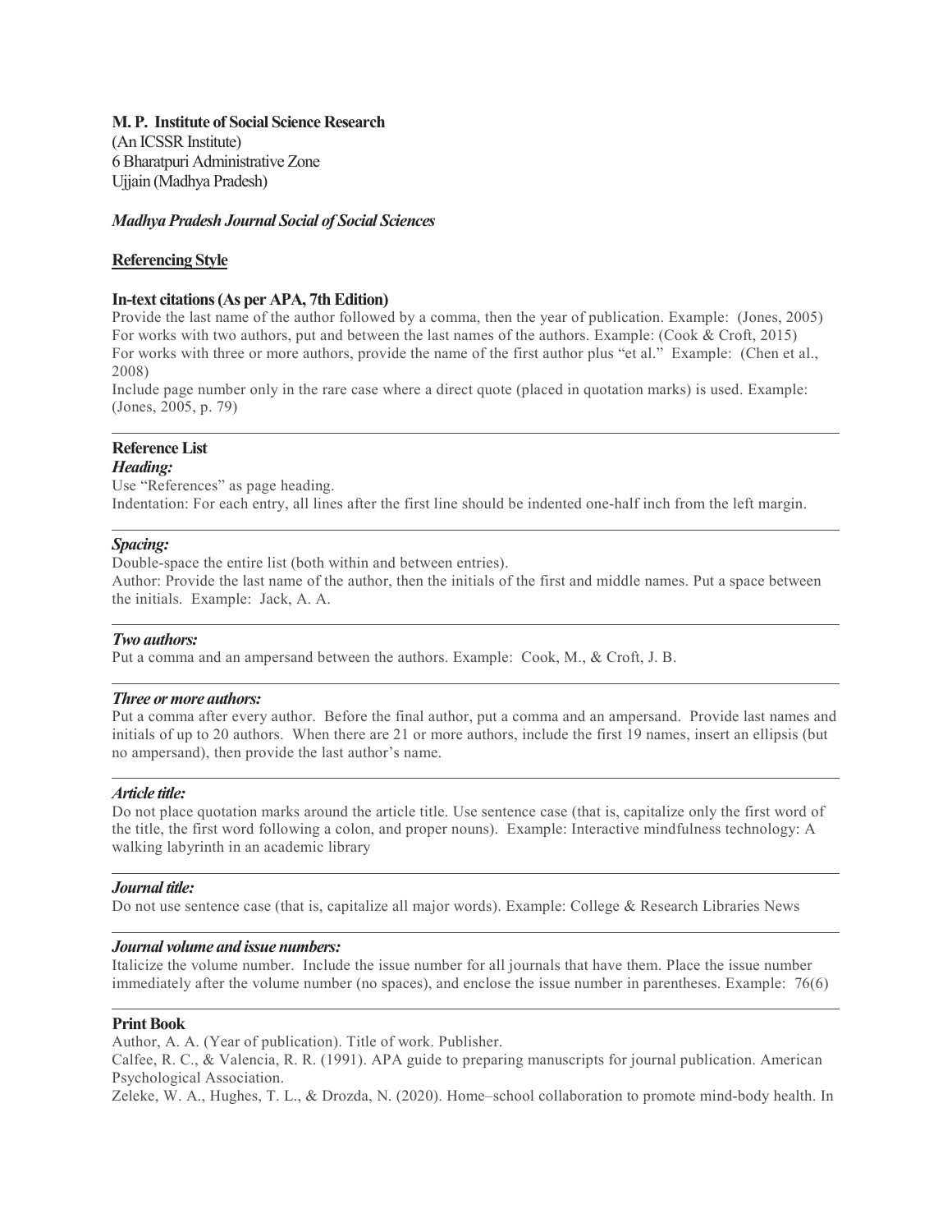**M. P. Institute of Social Science Research**
(An ICSSR Institute)
6 Bharatpuri Administrative Zone
Ujjain (Madhya Pradesh)

***Madhya Pradesh Journal Social of Social Sciences***

**Referencing Style**

**In-text citations (As per APA, 7th Edition)**

Provide the last name of the author followed by a comma, then the year of publication. Example: (Jones, 2005)
For works with two authors, put and between the last names of the authors. Example: (Cook & Croft, 2015)
For works with three or more authors, provide the name of the first author plus "et al." Example: (Chen et al., 2008)
Include page number only in the rare case where a direct quote (placed in quotation marks) is used. Example: (Jones, 2005, p. 79)

---

**Reference List**

***Heading:***

Use "References" as page heading.
Indentation: For each entry, all lines after the first line should be indented one-half inch from the left margin.

---

***Spacing:***

Double-space the entire list (both within and between entries).
Author: Provide the last name of the author, then the initials of the first and middle names. Put a space between the initials. Example: Jack, A. A.

---

***Two authors:***

Put a comma and an ampersand between the authors. Example: Cook, M., & Croft, J. B.

---

***Three or more authors:***

Put a comma after every author. Before the final author, put a comma and an ampersand. Provide last names and initials of up to 20 authors. When there are 21 or more authors, include the first 19 names, insert an ellipsis (but no ampersand), then provide the last author's name.

---

***Article title:***

Do not place quotation marks around the article title. Use sentence case (that is, capitalize only the first word of the title, the first word following a colon, and proper nouns). Example: Interactive mindfulness technology: A walking labyrinth in an academic library

---

***Journal title:***

Do not use sentence case (that is, capitalize all major words). Example: College & Research Libraries News

---

***Journal volume and issue numbers:***

Italicize the volume number. Include the issue number for all journals that have them. Place the issue number immediately after the volume number (no spaces), and enclose the issue number in parentheses. Example: 76(6)

---

**Print Book**

Author, A. A. (Year of publication). Title of work. Publisher.
Calfee, R. C., & Valencia, R. R. (1991). APA guide to preparing manuscripts for journal publication. American Psychological Association.
Zeleke, W. A., Hughes, T. L., & Drozda, N. (2020). Home–school collaboration to promote mind-body health. In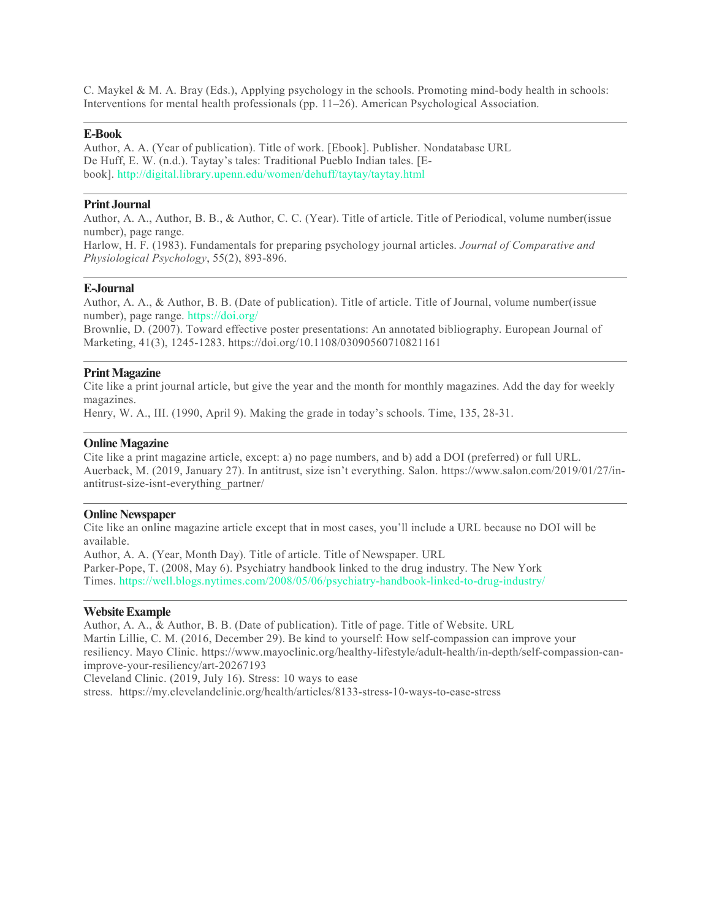C. Maykel & M. A. Bray (Eds.), Applying psychology in the schools. Promoting mind-body health in schools: Interventions for mental health professionals (pp. 11–26). American Psychological Association.

---

**E-Book**

Author, A. A. (Year of publication). Title of work. [Ebook]. Publisher. Nondatabase URL
De Huff, E. W. (n.d.). Taytay's tales: Traditional Pueblo Indian tales. [E-book]. http://digital.library.upenn.edu/women/dehuff/taytay/taytay.html

---

**Print Journal**

Author, A. A., Author, B. B., & Author, C. C. (Year). Title of article. Title of Periodical, volume number(issue number), page range.
Harlow, H. F. (1983). Fundamentals for preparing psychology journal articles. *Journal of Comparative and Physiological Psychology*, 55(2), 893-896.

---

**E-Journal**

Author, A. A., & Author, B. B. (Date of publication). Title of article. Title of Journal, volume number(issue number), page range. https://doi.org/
Brownlie, D. (2007). Toward effective poster presentations: An annotated bibliography. European Journal of Marketing, 41(3), 1245-1283. https://doi.org/10.1108/03090560710821161

---

**Print Magazine**

Cite like a print journal article, but give the year and the month for monthly magazines. Add the day for weekly magazines.
Henry, W. A., III. (1990, April 9). Making the grade in today's schools. Time, 135, 28-31.

---

**Online Magazine**

Cite like a print magazine article, except: a) no page numbers, and b) add a DOI (preferred) or full URL.
Auerback, M. (2019, January 27). In antitrust, size isn't everything. Salon. https://www.salon.com/2019/01/27/in-antitrust-size-isnt-everything_partner/

---

**Online Newspaper**

Cite like an online magazine article except that in most cases, you'll include a URL because no DOI will be available.
Author, A. A. (Year, Month Day). Title of article. Title of Newspaper. URL
Parker-Pope, T. (2008, May 6). Psychiatry handbook linked to the drug industry. The New York Times. https://well.blogs.nytimes.com/2008/05/06/psychiatry-handbook-linked-to-drug-industry/

---

**Website Example**

Author, A. A., & Author, B. B. (Date of publication). Title of page. Title of Website. URL
Martin Lillie, C. M. (2016, December 29). Be kind to yourself: How self-compassion can improve your resiliency. Mayo Clinic. https://www.mayoclinic.org/healthy-lifestyle/adult-health/in-depth/self-compassion-can-improve-your-resiliency/art-20267193
Cleveland Clinic. (2019, July 16). Stress: 10 ways to ease stress. https://my.clevelandclinic.org/health/articles/8133-stress-10-ways-to-ease-stress